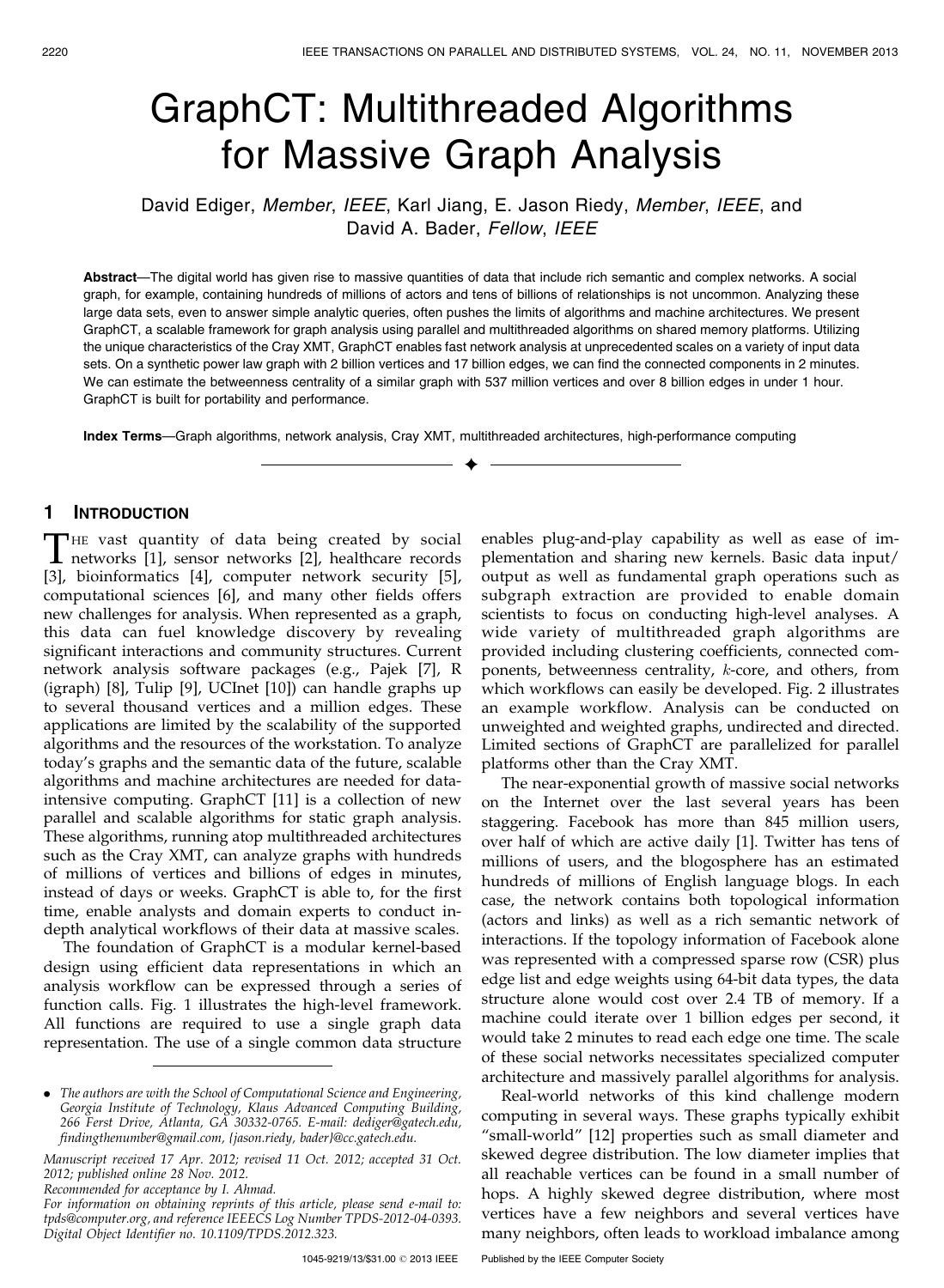# GraphCT: Multithreaded Algorithms for Massive Graph Analysis

David Ediger, *Member*, *IEEE*, Karl Jiang, E. Jason Riedy, *Member*, *IEEE*, and David A. Bader, *Fellow*, *IEEE*

**Abstract**—The digital world has given rise to massive quantities of data that include rich semantic and complex networks. A social graph, for example, containing hundreds of millions of actors and tens of billions of relationships is not uncommon. Analyzing these large data sets, even to answer simple analytic queries, often pushes the limits of algorithms and machine architectures. We present GraphCT, a scalable framework for graph analysis using parallel and multithreaded algorithms on shared memory platforms. Utilizing the unique characteristics of the Cray XMT, GraphCT enables fast network analysis at unprecedented scales on a variety of input data sets. On a synthetic power law graph with 2 billion vertices and 17 billion edges, we can find the connected components in 2 minutes. We can estimate the betweenness centrality of a similar graph with 537 million vertices and over 8 billion edges in under 1 hour. GraphCT is built for portability and performance.

**Index Terms**—Graph algorithms, network analysis, Cray XMT, multithreaded architectures, high-performance computing

## 1 Introduction

The vast quantity of data being created by social networks [1], sensor networks [2], healthcare records [3], bioinformatics [4], computer network security [5], computational sciences [6], and many other fields offers new challenges for analysis. When represented as a graph, this data can fuel knowledge discovery by revealing significant interactions and community structures. Current network analysis software packages (e.g., Pajek [7], R (igraph) [8], Tulip [9], UCInet [10]) can handle graphs up to several thousand vertices and a million edges. These applications are limited by the scalability of the supported algorithms and the resources of the workstation. To analyze today's graphs and the semantic data of the future, scalable algorithms and machine architectures are needed for data-intensive computing. GraphCT [11] is a collection of new parallel and scalable algorithms for static graph analysis. These algorithms, running atop multithreaded architectures such as the Cray XMT, can analyze graphs with hundreds of millions of vertices and billions of edges in minutes, instead of days or weeks. GraphCT is able to, for the first time, enable analysts and domain experts to conduct in-depth analytical workflows of their data at massive scales.

The foundation of GraphCT is a modular kernel-based design using efficient data representations in which an analysis workflow can be expressed through a series of function calls. Fig. 1 illustrates the high-level framework. All functions are required to use a single graph data representation. The use of a single common data structure enables plug-and-play capability as well as ease of implementation and sharing new kernels. Basic data input/output as well as fundamental graph operations such as subgraph extraction are provided to enable domain scientists to focus on conducting high-level analyses. A wide variety of multithreaded graph algorithms are provided including clustering coefficients, connected components, betweenness centrality, $k$-core, and others, from which workflows can easily be developed. Fig. 2 illustrates an example workflow. Analysis can be conducted on unweighted and weighted graphs, undirected and directed. Limited sections of GraphCT are parallelized for parallel platforms other than the Cray XMT.

The near-exponential growth of massive social networks on the Internet over the last several years has been staggering. Facebook has more than 845 million users, over half of which are active daily [1]. Twitter has tens of millions of users, and the blogosphere has an estimated hundreds of millions of English language blogs. In each case, the network contains both topological information (actors and links) as well as a rich semantic network of interactions. If the topology information of Facebook alone was represented with a compressed sparse row (CSR) plus edge list and edge weights using 64-bit data types, the data structure alone would cost over 2.4 TB of memory. If a machine could iterate over 1 billion edges per second, it would take 2 minutes to read each edge one time. The scale of these social networks necessitates specialized computer architecture and massively parallel algorithms for analysis.

Real-world networks of this kind challenge modern computing in several ways. These graphs typically exhibit "small-world" [12] properties such as small diameter and skewed degree distribution. The low diameter implies that all reachable vertices can be found in a small number of hops. A highly skewed degree distribution, where most vertices have a few neighbors and several vertices have many neighbors, often leads to workload imbalance among

---

- *The authors are with the School of Computational Science and Engineering, Georgia Institute of Technology, Klaus Advanced Computing Building, 266 Ferst Drive, Atlanta, GA 30332-0765. E-mail: dediger@gatech.edu, findingthenumber@gmail.com, {jason.riedy, bader}@cc.gatech.edu.*

*Manuscript received 17 Apr. 2012; revised 11 Oct. 2012; accepted 31 Oct. 2012; published online 28 Nov. 2012.*

*Recommended for acceptance by I. Ahmad.*

*For information on obtaining reprints of this article, please send e-mail to: tpds@computer.org, and reference IEEECS Log Number TPDS-2012-04-0393. Digital Object Identifier no. 10.1109/TPDS.2012.323.*

1045-9219/13/$31.00 © 2013 IEEE Published by the IEEE Computer Society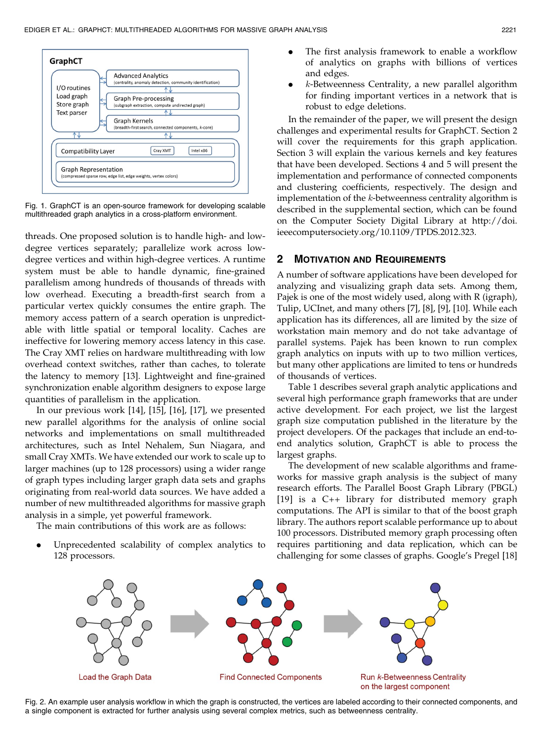Fig. 1. GraphCT is an open-source framework for developing scalable multithreaded graph analytics in a cross-platform environment.

threads. One proposed solution is to handle high- and low-degree vertices separately; parallelize work across low-degree vertices and within high-degree vertices. A runtime system must be able to handle dynamic, fine-grained parallelism among hundreds of thousands of threads with low overhead. Executing a breadth-first search from a particular vertex quickly consumes the entire graph. The memory access pattern of a search operation is unpredictable with little spatial or temporal locality. Caches are ineffective for lowering memory access latency in this case. The Cray XMT relies on hardware multithreading with low overhead context switches, rather than caches, to tolerate the latency to memory [13]. Lightweight and fine-grained synchronization enable algorithm designers to expose large quantities of parallelism in the application.

In our previous work [14], [15], [16], [17], we presented new parallel algorithms for the analysis of online social networks and implementations on small multithreaded architectures, such as Intel Nehalem, Sun Niagara, and small Cray XMTs. We have extended our work to scale up to larger machines (up to 128 processors) using a wider range of graph types including larger graph data sets and graphs originating from real-world data sources. We have added a number of new multithreaded algorithms for massive graph analysis in a simple, yet powerful framework.

The main contributions of this work are as follows:

- Unprecedented scalability of complex analytics to 128 processors.
- The first analysis framework to enable a workflow of analytics on graphs with billions of vertices and edges.
- $k$-Betweenness Centrality, a new parallel algorithm for finding important vertices in a network that is robust to edge deletions.

In the remainder of the paper, we will present the design challenges and experimental results for GraphCT. Section 2 will cover the requirements for this graph application. Section 3 will explain the various kernels and key features that have been developed. Sections 4 and 5 will present the implementation and performance of connected components and clustering coefficients, respectively. The design and implementation of the $k$-betweenness centrality algorithm is described in the supplemental section, which can be found on the Computer Society Digital Library at http://doi.ieeecomputersociety.org/10.1109/TPDS.2012.323.

## 2 Motivation and Requirements

A number of software applications have been developed for analyzing and visualizing graph data sets. Among them, Pajek is one of the most widely used, along with R (igraph), Tulip, UCInet, and many others [7], [8], [9], [10]. While each application has its differences, all are limited by the size of workstation main memory and do not take advantage of parallel systems. Pajek has been known to run complex graph analytics on inputs with up to two million vertices, but many other applications are limited to tens or hundreds of thousands of vertices.

Table 1 describes several graph analytic applications and several high performance graph frameworks that are under active development. For each project, we list the largest graph size computation published in the literature by the project developers. Of the packages that include an end-to-end analytics solution, GraphCT is able to process the largest graphs.

The development of new scalable algorithms and frameworks for massive graph analysis is the subject of many research efforts. The Parallel Boost Graph Library (PBGL) [19] is a C++ library for distributed memory graph computations. The API is similar to that of the boost graph library. The authors report scalable performance up to about 100 processors. Distributed memory graph processing often requires partitioning and data replication, which can be challenging for some classes of graphs. Google's Pregel [18]

Fig. 2. An example user analysis workflow in which the graph is constructed, the vertices are labeled according to their connected components, and a single component is extracted for further analysis using several complex metrics, such as betweenness centrality.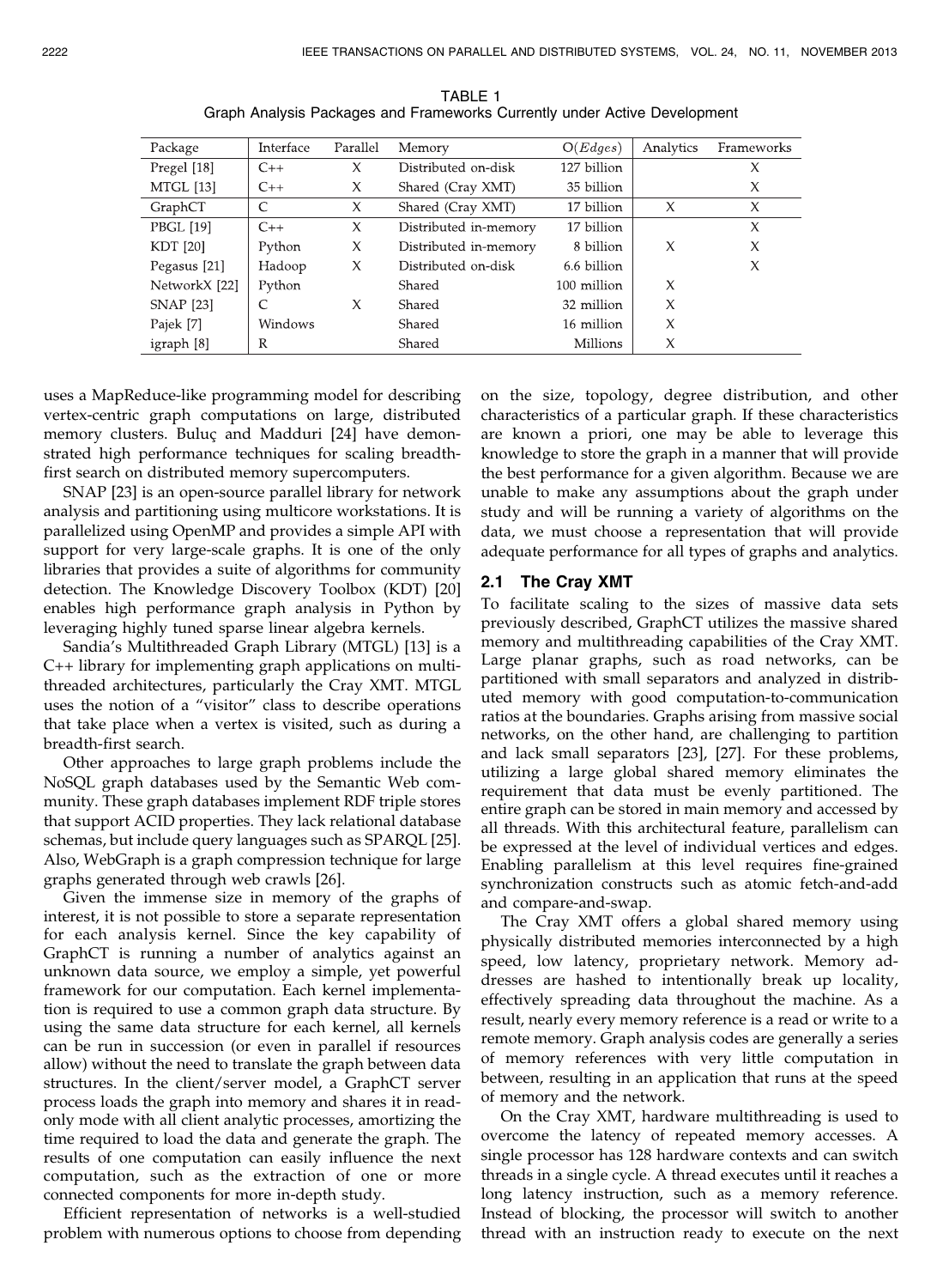TABLE 1
Graph Analysis Packages and Frameworks Currently under Active Development

| Package | Interface | Parallel | Memory | O($Edges$) | Analytics | Frameworks |
|---|---|---|---|---|---|---|
| Pregel [18] | C++ | X | Distributed on-disk | 127 billion | | X |
| MTGL [13] | C++ | X | Shared (Cray XMT) | 35 billion | | X |
| GraphCT | C | X | Shared (Cray XMT) | 17 billion | X | X |
| PBGL [19] | C++ | X | Distributed in-memory | 17 billion | | X |
| KDT [20] | Python | X | Distributed in-memory | 8 billion | X | X |
| Pegasus [21] | Hadoop | X | Distributed on-disk | 6.6 billion | | X |
| NetworkX [22] | Python | | Shared | 100 million | X | |
| SNAP [23] | C | X | Shared | 32 million | X | |
| Pajek [7] | Windows | | Shared | 16 million | X | |
| igraph [8] | R | | Shared | Millions | X | |

uses a MapReduce-like programming model for describing vertex-centric graph computations on large, distributed memory clusters. Buluç and Madduri [24] have demonstrated high performance techniques for scaling breadth-first search on distributed memory supercomputers.

SNAP [23] is an open-source parallel library for network analysis and partitioning using multicore workstations. It is parallelized using OpenMP and provides a simple API with support for very large-scale graphs. It is one of the only libraries that provides a suite of algorithms for community detection. The Knowledge Discovery Toolbox (KDT) [20] enables high performance graph analysis in Python by leveraging highly tuned sparse linear algebra kernels.

Sandia's Multithreaded Graph Library (MTGL) [13] is a C++ library for implementing graph applications on multithreaded architectures, particularly the Cray XMT. MTGL uses the notion of a "visitor" class to describe operations that take place when a vertex is visited, such as during a breadth-first search.

Other approaches to large graph problems include the NoSQL graph databases used by the Semantic Web community. These graph databases implement RDF triple stores that support ACID properties. They lack relational database schemas, but include query languages such as SPARQL [25]. Also, WebGraph is a graph compression technique for large graphs generated through web crawls [26].

Given the immense size in memory of the graphs of interest, it is not possible to store a separate representation for each analysis kernel. Since the key capability of GraphCT is running a number of analytics against an unknown data source, we employ a simple, yet powerful framework for our computation. Each kernel implementation is required to use a common graph data structure. By using the same data structure for each kernel, all kernels can be run in succession (or even in parallel if resources allow) without the need to translate the graph between data structures. In the client/server model, a GraphCT server process loads the graph into memory and shares it in read-only mode with all client analytic processes, amortizing the time required to load the data and generate the graph. The results of one computation can easily influence the next computation, such as the extraction of one or more connected components for more in-depth study.

Efficient representation of networks is a well-studied problem with numerous options to choose from depending on the size, topology, degree distribution, and other characteristics of a particular graph. If these characteristics are known a priori, one may be able to leverage this knowledge to store the graph in a manner that will provide the best performance for a given algorithm. Because we are unable to make any assumptions about the graph under study and will be running a variety of algorithms on the data, we must choose a representation that will provide adequate performance for all types of graphs and analytics.

## 2.1 The Cray XMT

To facilitate scaling to the sizes of massive data sets previously described, GraphCT utilizes the massive shared memory and multithreading capabilities of the Cray XMT. Large planar graphs, such as road networks, can be partitioned with small separators and analyzed in distributed memory with good computation-to-communication ratios at the boundaries. Graphs arising from massive social networks, on the other hand, are challenging to partition and lack small separators [23], [27]. For these problems, utilizing a large global shared memory eliminates the requirement that data must be evenly partitioned. The entire graph can be stored in main memory and accessed by all threads. With this architectural feature, parallelism can be expressed at the level of individual vertices and edges. Enabling parallelism at this level requires fine-grained synchronization constructs such as atomic fetch-and-add and compare-and-swap.

The Cray XMT offers a global shared memory using physically distributed memories interconnected by a high speed, low latency, proprietary network. Memory addresses are hashed to intentionally break up locality, effectively spreading data throughout the machine. As a result, nearly every memory reference is a read or write to a remote memory. Graph analysis codes are generally a series of memory references with very little computation in between, resulting in an application that runs at the speed of memory and the network.

On the Cray XMT, hardware multithreading is used to overcome the latency of repeated memory accesses. A single processor has 128 hardware contexts and can switch threads in a single cycle. A thread executes until it reaches a long latency instruction, such as a memory reference. Instead of blocking, the processor will switch to another thread with an instruction ready to execute on the next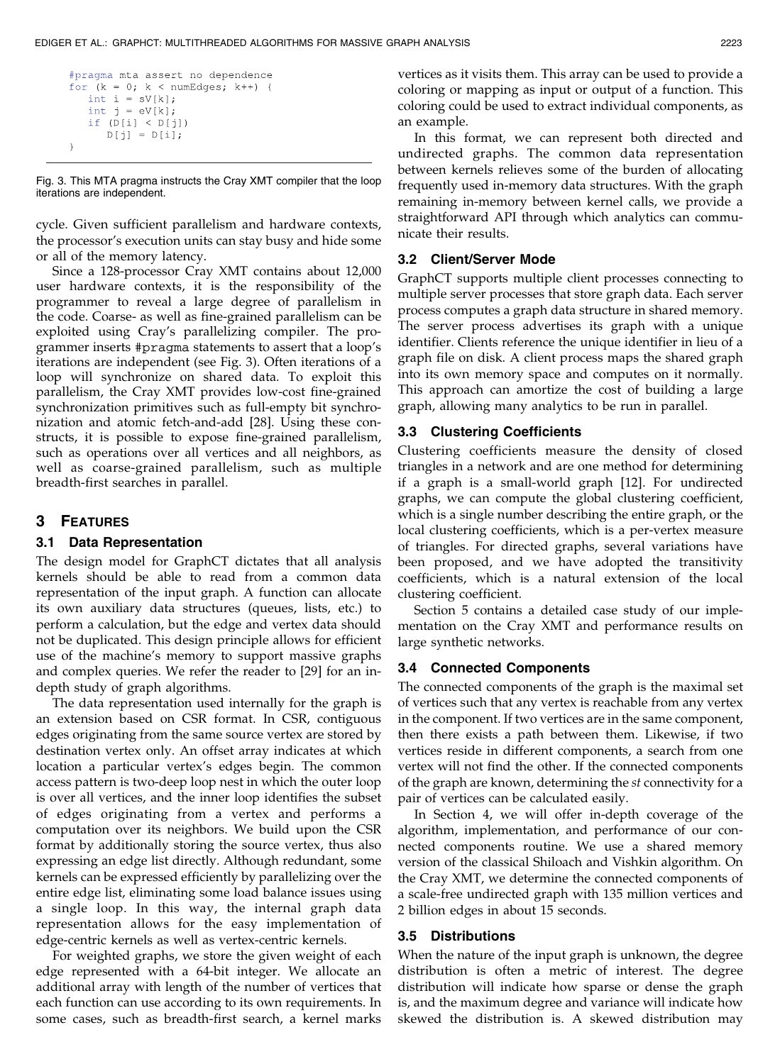```
#pragma mta assert no dependence
for (k = 0; k < numEdges; k++) {
   int i = sV[k];
   int j = eV[k];
   if (D[i] < D[j])
      D[j] = D[i];
}
```

Fig. 3. This MTA pragma instructs the Cray XMT compiler that the loop iterations are independent.

cycle. Given sufficient parallelism and hardware contexts, the processor's execution units can stay busy and hide some or all of the memory latency.

Since a 128-processor Cray XMT contains about 12,000 user hardware contexts, it is the responsibility of the programmer to reveal a large degree of parallelism in the code. Coarse- as well as fine-grained parallelism can be exploited using Cray's parallelizing compiler. The programmer inserts #pragma statements to assert that a loop's iterations are independent (see Fig. 3). Often iterations of a loop will synchronize on shared data. To exploit this parallelism, the Cray XMT provides low-cost fine-grained synchronization primitives such as full-empty bit synchronization and atomic fetch-and-add [28]. Using these constructs, it is possible to expose fine-grained parallelism, such as operations over all vertices and all neighbors, as well as coarse-grained parallelism, such as multiple breadth-first searches in parallel.

## 3 Features

### 3.1 Data Representation

The design model for GraphCT dictates that all analysis kernels should be able to read from a common data representation of the input graph. A function can allocate its own auxiliary data structures (queues, lists, etc.) to perform a calculation, but the edge and vertex data should not be duplicated. This design principle allows for efficient use of the machine's memory to support massive graphs and complex queries. We refer the reader to [29] for an in-depth study of graph algorithms.

The data representation used internally for the graph is an extension based on CSR format. In CSR, contiguous edges originating from the same source vertex are stored by destination vertex only. An offset array indicates at which location a particular vertex's edges begin. The common access pattern is two-deep loop nest in which the outer loop is over all vertices, and the inner loop identifies the subset of edges originating from a vertex and performs a computation over its neighbors. We build upon the CSR format by additionally storing the source vertex, thus also expressing an edge list directly. Although redundant, some kernels can be expressed efficiently by parallelizing over the entire edge list, eliminating some load balance issues using a single loop. In this way, the internal graph data representation allows for the easy implementation of edge-centric kernels as well as vertex-centric kernels.

For weighted graphs, we store the given weight of each edge represented with a 64-bit integer. We allocate an additional array with length of the number of vertices that each function can use according to its own requirements. In some cases, such as breadth-first search, a kernel marks vertices as it visits them. This array can be used to provide a coloring or mapping as input or output of a function. This coloring could be used to extract individual components, as an example.

In this format, we can represent both directed and undirected graphs. The common data representation between kernels relieves some of the burden of allocating frequently used in-memory data structures. With the graph remaining in-memory between kernel calls, we provide a straightforward API through which analytics can communicate their results.

### 3.2 Client/Server Mode

GraphCT supports multiple client processes connecting to multiple server processes that store graph data. Each server process computes a graph data structure in shared memory. The server process advertises its graph with a unique identifier. Clients reference the unique identifier in lieu of a graph file on disk. A client process maps the shared graph into its own memory space and computes on it normally. This approach can amortize the cost of building a large graph, allowing many analytics to be run in parallel.

### 3.3 Clustering Coefficients

Clustering coefficients measure the density of closed triangles in a network and are one method for determining if a graph is a small-world graph [12]. For undirected graphs, we can compute the global clustering coefficient, which is a single number describing the entire graph, or the local clustering coefficients, which is a per-vertex measure of triangles. For directed graphs, several variations have been proposed, and we have adopted the transitivity coefficients, which is a natural extension of the local clustering coefficient.

Section 5 contains a detailed case study of our implementation on the Cray XMT and performance results on large synthetic networks.

### 3.4 Connected Components

The connected components of the graph is the maximal set of vertices such that any vertex is reachable from any vertex in the component. If two vertices are in the same component, then there exists a path between them. Likewise, if two vertices reside in different components, a search from one vertex will not find the other. If the connected components of the graph are known, determining the *st* connectivity for a pair of vertices can be calculated easily.

In Section 4, we will offer in-depth coverage of the algorithm, implementation, and performance of our connected components routine. We use a shared memory version of the classical Shiloach and Vishkin algorithm. On the Cray XMT, we determine the connected components of a scale-free undirected graph with 135 million vertices and 2 billion edges in about 15 seconds.

### 3.5 Distributions

When the nature of the input graph is unknown, the degree distribution is often a metric of interest. The degree distribution will indicate how sparse or dense the graph is, and the maximum degree and variance will indicate how skewed the distribution is. A skewed distribution may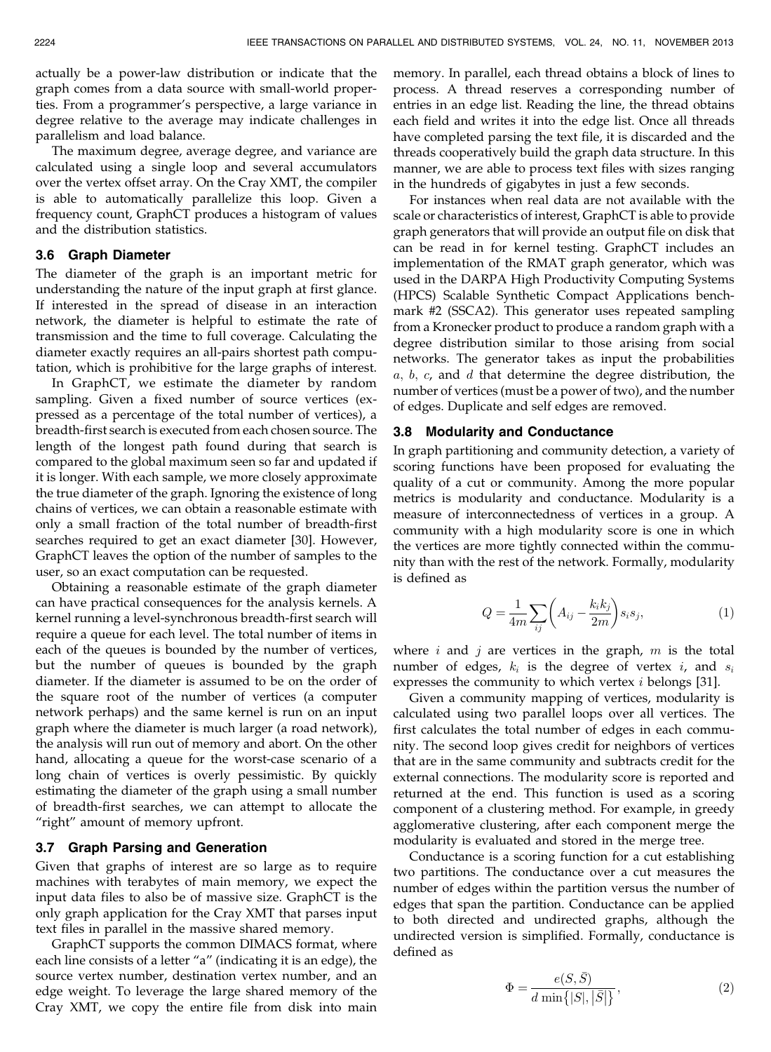actually be a power-law distribution or indicate that the graph comes from a data source with small-world properties. From a programmer's perspective, a large variance in degree relative to the average may indicate challenges in parallelism and load balance.

The maximum degree, average degree, and variance are calculated using a single loop and several accumulators over the vertex offset array. On the Cray XMT, the compiler is able to automatically parallelize this loop. Given a frequency count, GraphCT produces a histogram of values and the distribution statistics.

### 3.6 Graph Diameter

The diameter of the graph is an important metric for understanding the nature of the input graph at first glance. If interested in the spread of disease in an interaction network, the diameter is helpful to estimate the rate of transmission and the time to full coverage. Calculating the diameter exactly requires an all-pairs shortest path computation, which is prohibitive for the large graphs of interest.

In GraphCT, we estimate the diameter by random sampling. Given a fixed number of source vertices (expressed as a percentage of the total number of vertices), a breadth-first search is executed from each chosen source. The length of the longest path found during that search is compared to the global maximum seen so far and updated if it is longer. With each sample, we more closely approximate the true diameter of the graph. Ignoring the existence of long chains of vertices, we can obtain a reasonable estimate with only a small fraction of the total number of breadth-first searches required to get an exact diameter [30]. However, GraphCT leaves the option of the number of samples to the user, so an exact computation can be requested.

Obtaining a reasonable estimate of the graph diameter can have practical consequences for the analysis kernels. A kernel running a level-synchronous breadth-first search will require a queue for each level. The total number of items in each of the queues is bounded by the number of vertices, but the number of queues is bounded by the graph diameter. If the diameter is assumed to be on the order of the square root of the number of vertices (a computer network perhaps) and the same kernel is run on an input graph where the diameter is much larger (a road network), the analysis will run out of memory and abort. On the other hand, allocating a queue for the worst-case scenario of a long chain of vertices is overly pessimistic. By quickly estimating the diameter of the graph using a small number of breadth-first searches, we can attempt to allocate the "right" amount of memory upfront.

### 3.7 Graph Parsing and Generation

Given that graphs of interest are so large as to require machines with terabytes of main memory, we expect the input data files to also be of massive size. GraphCT is the only graph application for the Cray XMT that parses input text files in parallel in the massive shared memory.

GraphCT supports the common DIMACS format, where each line consists of a letter "a" (indicating it is an edge), the source vertex number, destination vertex number, and an edge weight. To leverage the large shared memory of the Cray XMT, we copy the entire file from disk into main memory. In parallel, each thread obtains a block of lines to process. A thread reserves a corresponding number of entries in an edge list. Reading the line, the thread obtains each field and writes it into the edge list. Once all threads have completed parsing the text file, it is discarded and the threads cooperatively build the graph data structure. In this manner, we are able to process text files with sizes ranging in the hundreds of gigabytes in just a few seconds.

For instances when real data are not available with the scale or characteristics of interest, GraphCT is able to provide graph generators that will provide an output file on disk that can be read in for kernel testing. GraphCT includes an implementation of the RMAT graph generator, which was used in the DARPA High Productivity Computing Systems (HPCS) Scalable Synthetic Compact Applications benchmark #2 (SSCA2). This generator uses repeated sampling from a Kronecker product to produce a random graph with a degree distribution similar to those arising from social networks. The generator takes as input the probabilities $a$, $b$, $c$, and $d$ that determine the degree distribution, the number of vertices (must be a power of two), and the number of edges. Duplicate and self edges are removed.

### 3.8 Modularity and Conductance

In graph partitioning and community detection, a variety of scoring functions have been proposed for evaluating the quality of a cut or community. Among the more popular metrics is modularity and conductance. Modularity is a measure of interconnectedness of vertices in a group. A community with a high modularity score is one in which the vertices are more tightly connected within the community than with the rest of the network. Formally, modularity is defined as

$$Q = \frac{1}{4m} \sum_{ij} \left( A_{ij} - \frac{k_i k_j}{2m} \right) s_i s_j, \tag{1}$$

where $i$ and $j$ are vertices in the graph, $m$ is the total number of edges, $k_i$ is the degree of vertex $i$, and $s_i$ expresses the community to which vertex $i$ belongs [31].

Given a community mapping of vertices, modularity is calculated using two parallel loops over all vertices. The first calculates the total number of edges in each community. The second loop gives credit for neighbors of vertices that are in the same community and subtracts credit for the external connections. The modularity score is reported and returned at the end. This function is used as a scoring component of a clustering method. For example, in greedy agglomerative clustering, after each component merge the modularity is evaluated and stored in the merge tree.

Conductance is a scoring function for a cut establishing two partitions. The conductance over a cut measures the number of edges within the partition versus the number of edges that span the partition. Conductance can be applied to both directed and undirected graphs, although the undirected version is simplified. Formally, conductance is defined as

$$\Phi = \frac{e(S, \bar{S})}{d \min\{|S|, |\bar{S}|\}}, \tag{2}$$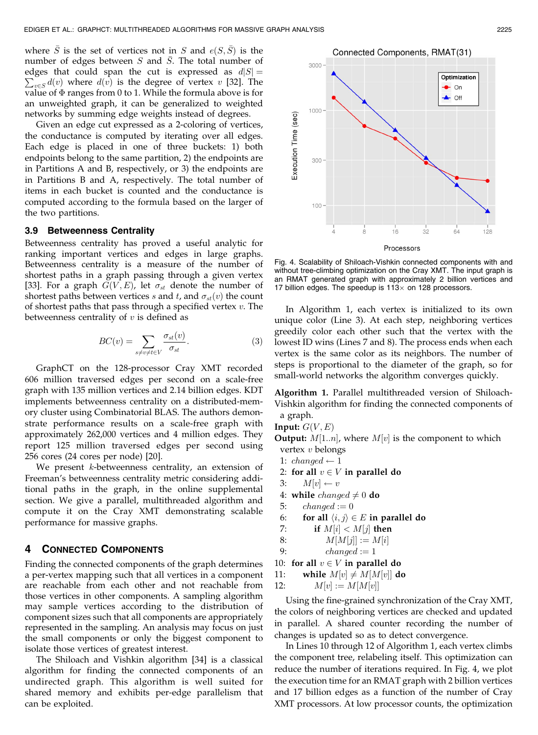where $\bar{S}$ is the set of vertices not in $S$ and $e(S, \bar{S})$ is the number of edges between $S$ and $\bar{S}$. The total number of edges that could span the cut is expressed as $d|S| = \sum_{v \in S} d(v)$ where $d(v)$ is the degree of vertex $v$ [32]. The value of $\Phi$ ranges from 0 to 1. While the formula above is for an unweighted graph, it can be generalized to weighted networks by summing edge weights instead of degrees.

Given an edge cut expressed as a 2-coloring of vertices, the conductance is computed by iterating over all edges. Each edge is placed in one of three buckets: 1) both endpoints belong to the same partition, 2) the endpoints are in Partitions A and B, respectively, or 3) the endpoints are in Partitions B and A, respectively. The total number of items in each bucket is counted and the conductance is computed according to the formula based on the larger of the two partitions.

### 3.9 Betweenness Centrality

Betweenness centrality has proved a useful analytic for ranking important vertices and edges in large graphs. Betweenness centrality is a measure of the number of shortest paths in a graph passing through a given vertex [33]. For a graph $G(V, E)$, let $\sigma_{st}$ denote the number of shortest paths between vertices $s$ and $t$, and $\sigma_{st}(v)$ the count of shortest paths that pass through a specified vertex $v$. The betweenness centrality of $v$ is defined as

$$BC(v) = \sum_{s \neq v \neq t \in V} \frac{\sigma_{st}(v)}{\sigma_{st}}. \tag{3}$$

GraphCT on the 128-processor Cray XMT recorded 606 million traversed edges per second on a scale-free graph with 135 million vertices and 2.14 billion edges. KDT implements betweenness centrality on a distributed-memory cluster using Combinatorial BLAS. The authors demonstrate performance results on a scale-free graph with approximately 262,000 vertices and 4 million edges. They report 125 million traversed edges per second using 256 cores (24 cores per node) [20].

We present $k$-betweenness centrality, an extension of Freeman's betweenness centrality metric considering additional paths in the graph, in the online supplemental section. We give a parallel, multithreaded algorithm and compute it on the Cray XMT demonstrating scalable performance for massive graphs.

## 4 Connected Components

Finding the connected components of the graph determines a per-vertex mapping such that all vertices in a component are reachable from each other and not reachable from those vertices in other components. A sampling algorithm may sample vertices according to the distribution of component sizes such that all components are appropriately represented in the sampling. An analysis may focus on just the small components or only the biggest component to isolate those vertices of greatest interest.

The Shiloach and Vishkin algorithm [34] is a classical algorithm for finding the connected components of an undirected graph. This algorithm is well suited for shared memory and exhibits per-edge parallelism that can be exploited.

Fig. 4. Scalability of Shiloach-Vishkin connected components with and without tree-climbing optimization on the Cray XMT. The input graph is an RMAT generated graph with approximately 2 billion vertices and 17 billion edges. The speedup is 113× on 128 processors.

In Algorithm 1, each vertex is initialized to its own unique color (Line 3). At each step, neighboring vertices greedily color each other such that the vertex with the lowest ID wins (Lines 7 and 8). The process ends when each vertex is the same color as its neighbors. The number of steps is proportional to the diameter of the graph, so for small-world networks the algorithm converges quickly.

**Algorithm 1.** Parallel multithreaded version of Shiloach-Vishkin algorithm for finding the connected components of a graph.

**Input:** $G(V, E)$
**Output:** $M[1..n]$, where $M[v]$ is the component to which vertex $v$ belongs

1: $changed \leftarrow 1$
2: **for all** $v \in V$ **in parallel do**
3: $\quad M[v] \leftarrow v$
4: **while** $changed \neq 0$ **do**
5: $\quad changed := 0$
6: $\quad$ **for all** $\langle i, j \rangle \in E$ **in parallel do**
7: $\quad\quad$ **if** $M[i] < M[j]$ **then**
8: $\quad\quad\quad M[M[j]] := M[i]$
9: $\quad\quad\quad changed := 1$
10: **for all** $v \in V$ **in parallel do**
11: $\quad$ **while** $M[v] \neq M[M[v]]$ **do**
12: $\quad\quad M[v] := M[M[v]]$

Using the fine-grained synchronization of the Cray XMT, the colors of neighboring vertices are checked and updated in parallel. A shared counter recording the number of changes is updated so as to detect convergence.

In Lines 10 through 12 of Algorithm 1, each vertex climbs the component tree, relabeling itself. This optimization can reduce the number of iterations required. In Fig. 4, we plot the execution time for an RMAT graph with 2 billion vertices and 17 billion edges as a function of the number of Cray XMT processors. At low processor counts, the optimization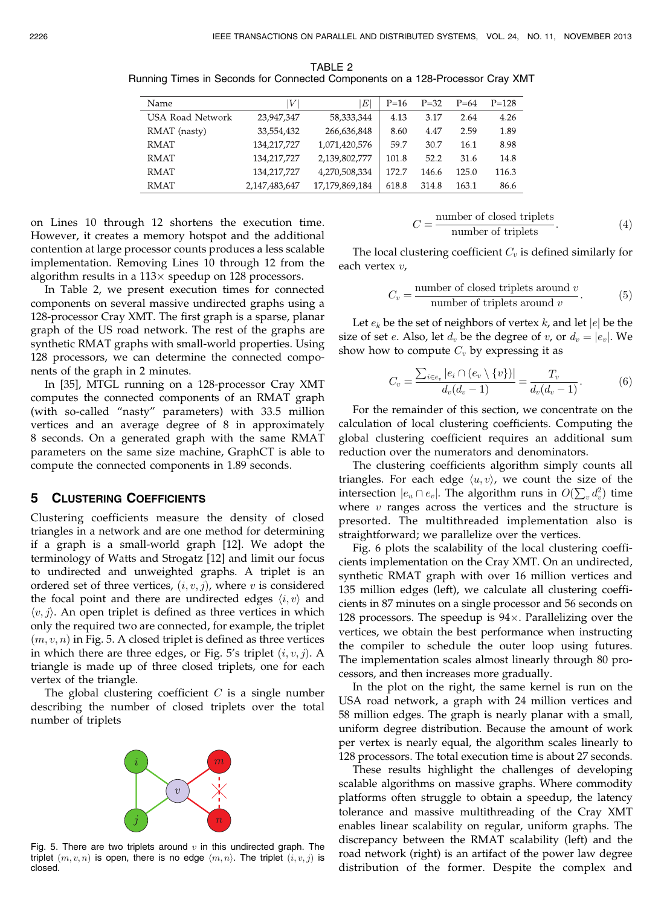TABLE 2
Running Times in Seconds for Connected Components on a 128-Processor Cray XMT

| Name | $\|V\|$ | $\|E\|$ | P=16 | P=32 | P=64 | P=128 |
|---|---|---|---|---|---|---|
| USA Road Network | 23,947,347 | 58,333,344 | 4.13 | 3.17 | 2.64 | 4.26 |
| RMAT (nasty) | 33,554,432 | 266,636,848 | 8.60 | 4.47 | 2.59 | 1.89 |
| RMAT | 134,217,727 | 1,071,420,576 | 59.7 | 30.7 | 16.1 | 8.98 |
| RMAT | 134,217,727 | 2,139,802,777 | 101.8 | 52.2 | 31.6 | 14.8 |
| RMAT | 134,217,727 | 4,270,508,334 | 172.7 | 146.6 | 125.0 | 116.3 |
| RMAT | 2,147,483,647 | 17,179,869,184 | 618.8 | 314.8 | 163.1 | 86.6 |

on Lines 10 through 12 shortens the execution time. However, it creates a memory hotspot and the additional contention at large processor counts produces a less scalable implementation. Removing Lines 10 through 12 from the algorithm results in a 113× speedup on 128 processors.

In Table 2, we present execution times for connected components on several massive undirected graphs using a 128-processor Cray XMT. The first graph is a sparse, planar graph of the US road network. The rest of the graphs are synthetic RMAT graphs with small-world properties. Using 128 processors, we can determine the connected components of the graph in 2 minutes.

In [35], MTGL running on a 128-processor Cray XMT computes the connected components of an RMAT graph (with so-called "nasty" parameters) with 33.5 million vertices and an average degree of 8 in approximately 8 seconds. On a generated graph with the same RMAT parameters on the same size machine, GraphCT is able to compute the connected components in 1.89 seconds.

## 5 Clustering Coefficients

Clustering coefficients measure the density of closed triangles in a network and are one method for determining if a graph is a small-world graph [12]. We adopt the terminology of Watts and Strogatz [12] and limit our focus to undirected and unweighted graphs. A triplet is an ordered set of three vertices, $(i, v, j)$, where $v$ is considered the focal point and there are undirected edges $\langle i, v \rangle$ and $\langle v, j \rangle$. An open triplet is defined as three vertices in which only the required two are connected, for example, the triplet $(m, v, n)$ in Fig. 5. A closed triplet is defined as three vertices in which there are three edges, or Fig. 5's triplet $(i, v, j)$. A triangle is made up of three closed triplets, one for each vertex of the triangle.

The global clustering coefficient $C$ is a single number describing the number of closed triplets over the total number of triplets

Fig. 5. There are two triplets around $v$ in this undirected graph. The triplet $(m, v, n)$ is open, there is no edge $\langle m, n \rangle$. The triplet $(i, v, j)$ is closed.

$$C = \frac{\text{number of closed triplets}}{\text{number of triplets}}. \tag{4}$$

The local clustering coefficient $C_v$ is defined similarly for each vertex $v$,

$$C_v = \frac{\text{number of closed triplets around } v}{\text{number of triplets around } v}. \tag{5}$$

Let $e_k$ be the set of neighbors of vertex $k$, and let $|e|$ be the size of set $e$. Also, let $d_v$ be the degree of $v$, or $d_v = |e_v|$. We show how to compute $C_v$ by expressing it as

$$C_v = \frac{\sum_{i \in e_v} |e_i \cap (e_v \setminus \{v\})|}{d_v(d_v - 1)} = \frac{T_v}{d_v(d_v - 1)}. \tag{6}$$

For the remainder of this section, we concentrate on the calculation of local clustering coefficients. Computing the global clustering coefficient requires an additional sum reduction over the numerators and denominators.

The clustering coefficients algorithm simply counts all triangles. For each edge $\langle u, v \rangle$, we count the size of the intersection $|e_u \cap e_v|$. The algorithm runs in $O(\sum_v d_v^2)$ time where $v$ ranges across the vertices and the structure is presorted. The multithreaded implementation also is straightforward; we parallelize over the vertices.

Fig. 6 plots the scalability of the local clustering coefficients implementation on the Cray XMT. On an undirected, synthetic RMAT graph with over 16 million vertices and 135 million edges (left), we calculate all clustering coefficients in 87 minutes on a single processor and 56 seconds on 128 processors. The speedup is 94×. Parallelizing over the vertices, we obtain the best performance when instructing the compiler to schedule the outer loop using futures. The implementation scales almost linearly through 80 processors, and then increases more gradually.

In the plot on the right, the same kernel is run on the USA road network, a graph with 24 million vertices and 58 million edges. The graph is nearly planar with a small, uniform degree distribution. Because the amount of work per vertex is nearly equal, the algorithm scales linearly to 128 processors. The total execution time is about 27 seconds.

These results highlight the challenges of developing scalable algorithms on massive graphs. Where commodity platforms often struggle to obtain a speedup, the latency tolerance and massive multithreading of the Cray XMT enables linear scalability on regular, uniform graphs. The discrepancy between the RMAT scalability (left) and the road network (right) is an artifact of the power law degree distribution of the former. Despite the complex and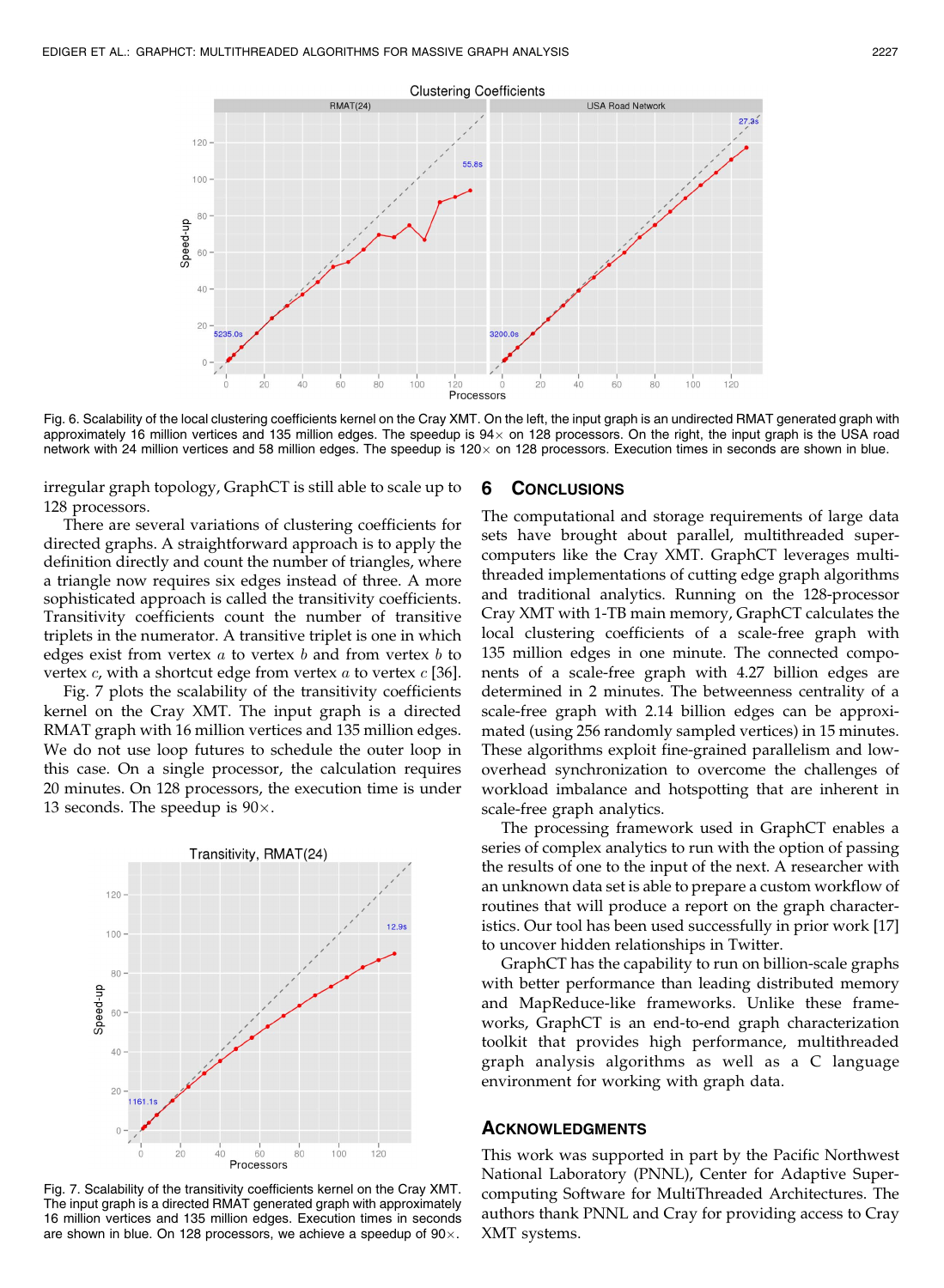Fig. 6. Scalability of the local clustering coefficients kernel on the Cray XMT. On the left, the input graph is an undirected RMAT generated graph with approximately 16 million vertices and 135 million edges. The speedup is 94× on 128 processors. On the right, the input graph is the USA road network with 24 million vertices and 58 million edges. The speedup is 120× on 128 processors. Execution times in seconds are shown in blue.

irregular graph topology, GraphCT is still able to scale up to 128 processors.

There are several variations of clustering coefficients for directed graphs. A straightforward approach is to apply the definition directly and count the number of triangles, where a triangle now requires six edges instead of three. A more sophisticated approach is called the transitivity coefficients. Transitivity coefficients count the number of transitive triplets in the numerator. A transitive triplet is one in which edges exist from vertex $a$ to vertex $b$ and from vertex $b$ to vertex $c$, with a shortcut edge from vertex $a$ to vertex $c$ [36].

Fig. 7 plots the scalability of the transitivity coefficients kernel on the Cray XMT. The input graph is a directed RMAT graph with 16 million vertices and 135 million edges. We do not use loop futures to schedule the outer loop in this case. On a single processor, the calculation requires 20 minutes. On 128 processors, the execution time is under 13 seconds. The speedup is 90×.

Fig. 7. Scalability of the transitivity coefficients kernel on the Cray XMT. The input graph is a directed RMAT generated graph with approximately 16 million vertices and 135 million edges. Execution times in seconds are shown in blue. On 128 processors, we achieve a speedup of 90×.

## 6 Conclusions

The computational and storage requirements of large data sets have brought about parallel, multithreaded supercomputers like the Cray XMT. GraphCT leverages multithreaded implementations of cutting edge graph algorithms and traditional analytics. Running on the 128-processor Cray XMT with 1-TB main memory, GraphCT calculates the local clustering coefficients of a scale-free graph with 135 million edges in one minute. The connected components of a scale-free graph with 4.27 billion edges are determined in 2 minutes. The betweenness centrality of a scale-free graph with 2.14 billion edges can be approximated (using 256 randomly sampled vertices) in 15 minutes. These algorithms exploit fine-grained parallelism and low-overhead synchronization to overcome the challenges of workload imbalance and hotspotting that are inherent in scale-free graph analytics.

The processing framework used in GraphCT enables a series of complex analytics to run with the option of passing the results of one to the input of the next. A researcher with an unknown data set is able to prepare a custom workflow of routines that will produce a report on the graph characteristics. Our tool has been used successfully in prior work [17] to uncover hidden relationships in Twitter.

GraphCT has the capability to run on billion-scale graphs with better performance than leading distributed memory and MapReduce-like frameworks. Unlike these frameworks, GraphCT is an end-to-end graph characterization toolkit that provides high performance, multithreaded graph analysis algorithms as well as a C language environment for working with graph data.

## Acknowledgments

This work was supported in part by the Pacific Northwest National Laboratory (PNNL), Center for Adaptive Supercomputing Software for MultiThreaded Architectures. The authors thank PNNL and Cray for providing access to Cray XMT systems.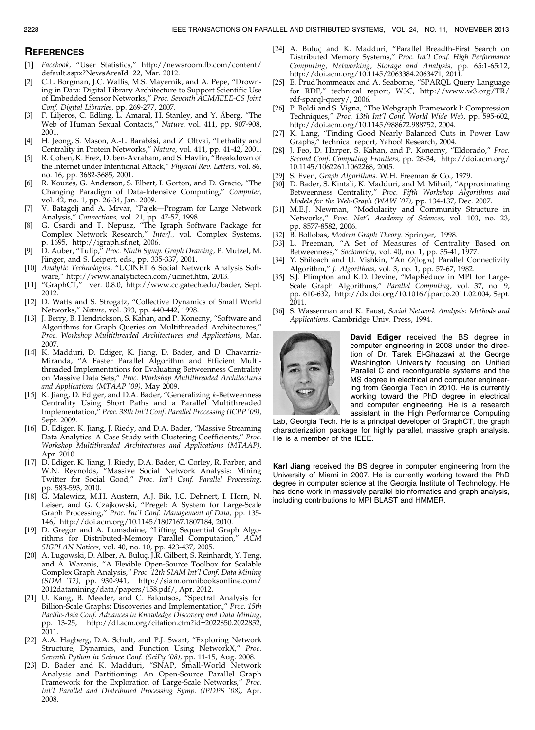## References

[1] *Facebook*, "User Statistics," http://newsroom.fb.com/content/default.aspx?NewsAreaId=22, Mar. 2012.

[2] C.L. Borgman, J.C. Wallis, M.S. Mayernik, and A. Pepe, "Drowning in Data: Digital Library Architecture to Support Scientific Use of Embedded Sensor Networks," *Proc. Seventh ACM/IEEE-CS Joint Conf. Digital Libraries*, pp. 269-277, 2007.

[3] F. Liljeros, C. Edling, L. Amaral, H. Stanley, and Y. Åberg, "The Web of Human Sexual Contacts," *Nature*, vol. 411, pp. 907-908, 2001.

[4] H. Jeong, S. Mason, A.-L. Barabási, and Z. Oltvai, "Lethality and Centrality in Protein Networks," *Nature*, vol. 411, pp. 41-42, 2001.

[5] R. Cohen, K. Erez, D. ben-Avraham, and S. Havlin, "Breakdown of the Internet under Intentional Attack," *Physical Rev. Letters*, vol. 86, no. 16, pp. 3682-3685, 2001.

[6] R. Kouzes, G. Anderson, S. Elbert, I. Gorton, and D. Gracio, "The Changing Paradigm of Data-Intensive Computing," *Computer*, vol. 42, no. 1, pp. 26-34, Jan. 2009.

[7] V. Batagelj and A. Mrvar, "Pajek—Program for Large Network Analysis," *Connections*, vol. 21, pp. 47-57, 1998.

[8] G. Csardi and T. Nepusz, "The Igraph Software Package for Complex Network Research," *InterJ.*, vol. Complex Systems, p. 1695, http://igraph.sf.net, 2006.

[9] D. Auber, "Tulip," *Proc. Ninth Symp. Graph Drawing*, P. Mutzel, M. Jünger, and S. Leipert, eds., pp. 335-337, 2001.

[10] *Analytic Technologies*, "UCINET 6 Social Network Analysis Software," http://www.analytictech.com/ucinet.htm, 2013.

[11] "GraphCT," ver. 0.8.0, http://www.cc.gatech.edu/bader, Sept. 2012.

[12] D. Watts and S. Strogatz, "Collective Dynamics of Small World Networks," *Nature*, vol. 393, pp. 440-442, 1998.

[13] J. Berry, B. Hendrickson, S. Kahan, and P. Konecny, "Software and Algorithms for Graph Queries on Multithreaded Architectures," *Proc. Workshop Multithreaded Architectures and Applications*, Mar. 2007.

[14] K. Madduri, D. Ediger, K. Jiang, D. Bader, and D. Chavarría-Miranda, "A Faster Parallel Algorithm and Efficient Multithreaded Implementations for Evaluating Betweenness Centrality on Massive Data Sets," *Proc. Workshop Multithreaded Architectures and Applications (MTAAP '09)*, May 2009.

[15] K. Jiang, D. Ediger, and D.A. Bader, "Generalizing $k$-Betweenness Centrality Using Short Paths and a Parallel Multithreaded Implementation," *Proc. 38th Int'l Conf. Parallel Processing (ICPP '09)*, Sept. 2009.

[16] D. Ediger, K. Jiang, J. Riedy, and D.A. Bader, "Massive Streaming Data Analytics: A Case Study with Clustering Coefficients," *Proc. Workshop Multithreaded Architectures and Applications (MTAAP)*, Apr. 2010.

[17] D. Ediger, K. Jiang, J. Riedy, D.A. Bader, C. Corley, R. Farber, and W.N. Reynolds, "Massive Social Network Analysis: Mining Twitter for Social Good," *Proc. Int'l Conf. Parallel Processing*, pp. 583-593, 2010.

[18] G. Malewicz, M.H. Austern, A.J. Bik, J.C. Dehnert, I. Horn, N. Leiser, and G. Czajkowski, "Pregel: A System for Large-Scale Graph Processing," *Proc. Int'l Conf. Management of Data*, pp. 135-146, http://doi.acm.org/10.1145/1807167.1807184, 2010.

[19] D. Gregor and A. Lumsdaine, "Lifting Sequential Graph Algorithms for Distributed-Memory Parallel Computation," *ACM SIGPLAN Notices*, vol. 40, no. 10, pp. 423-437, 2005.

[20] A. Lugowski, D. Alber, A. Buluç, J.R. Gilbert, S. Reinhardt, Y. Teng, and A. Waranis, "A Flexible Open-Source Toolbox for Scalable Complex Graph Analysis," *Proc. 12th SIAM Int'l Conf. Data Mining (SDM '12)*, pp. 930-941, http://siam.omnibooksonline.com/2012datamining/data/papers/158.pdf/, Apr. 2012.

[21] U. Kang, B. Meeder, and C. Faloutsos, "Spectral Analysis for Billion-Scale Graphs: Discoveries and Implementation," *Proc. 15th Pacific-Asia Conf. Advances in Knowledge Discovery and Data Mining*, pp. 13-25, http://dl.acm.org/citation.cfm?id=2022850.2022852, 2011.

[22] A.A. Hagberg, D.A. Schult, and P.J. Swart, "Exploring Network Structure, Dynamics, and Function Using NetworkX," *Proc. Seventh Python in Science Conf. (SciPy '08)*, pp. 11-15, Aug. 2008.

[23] D. Bader and K. Madduri, "SNAP, Small-World Network Analysis and Partitioning: An Open-Source Parallel Graph Framework for the Exploration of Large-Scale Networks," *Proc. Int'l Parallel and Distributed Processing Symp. (IPDPS '08)*, Apr. 2008.

[24] A. Buluç and K. Madduri, "Parallel Breadth-First Search on Distributed Memory Systems," *Proc. Int'l Conf. High Performance Computing, Networking, Storage and Analysis*, pp. 65:1-65:12, http://doi.acm.org/10.1145/2063384.2063471, 2011.

[25] E. Prud'hommeaux and A. Seaborne, "SPARQL Query Language for RDF," technical report, W3C, http://www.w3.org/TR/rdf-sparql-query/, 2006.

[26] P. Boldi and S. Vigna, "The Webgraph Framework I: Compression Techniques," *Proc. 13th Int'l Conf. World Wide Web*, pp. 595-602, http://doi.acm.org/10.1145/988672.988752, 2004.

[27] K. Lang, "Finding Good Nearly Balanced Cuts in Power Law Graphs," technical report, Yahoo! Research, 2004.

[28] J. Feo, D. Harper, S. Kahan, and P. Konecny, "Eldorado," *Proc. Second Conf. Computing Frontiers*, pp. 28-34, http://doi.acm.org/10.1145/1062261.1062268, 2005.

[29] S. Even, *Graph Algorithms*. W.H. Freeman & Co., 1979.

[30] D. Bader, S. Kintali, K. Madduri, and M. Mihail, "Approximating Betweenness Centrality," *Proc. Fifth Workshop Algorithms and Models for the Web-Graph (WAW '07)*, pp. 134-137, Dec. 2007.

[31] M.E.J. Newman, "Modularity and Community Structure in Networks," *Proc. Nat'l Academy of Sciences*, vol. 103, no. 23, pp. 8577-8582, 2006.

[32] B. Bollobas, *Modern Graph Theory*. Springer, 1998.

[33] L. Freeman, "A Set of Measures of Centrality Based on Betweenness," *Sociometry*, vol. 40, no. 1, pp. 35-41, 1977.

[34] Y. Shiloach and U. Vishkin, "An $O(\log n)$ Parallel Connectivity Algorithm," *J. Algorithms*, vol. 3, no. 1, pp. 57-67, 1982.

[35] S.J. Plimpton and K.D. Devine, "MapReduce in MPI for Large-Scale Graph Algorithms," *Parallel Computing*, vol. 37, no. 9, pp. 610-632, http://dx.doi.org/10.1016/j.parco.2011.02.004, Sept. 2011.

[36] S. Wasserman and K. Faust, *Social Network Analysis: Methods and Applications*. Cambridge Univ. Press, 1994.

**David Ediger** received the BS degree in computer engineering in 2008 under the direction of Dr. Tarek El-Ghazawi at the George Washington University focusing on Unified Parallel C and reconfigurable systems and the MS degree in electrical and computer engineering from Georgia Tech in 2010. He is currently working toward the PhD degree in electrical and computer engineering. He is a research assistant in the High Performance Computing Lab, Georgia Tech. He is a principal developer of GraphCT, the graph characterization package for highly parallel, massive graph analysis. He is a member of the IEEE.

**Karl Jiang** received the BS degree in computer engineering from the University of Miami in 2007. He is currently working toward the PhD degree in computer science at the Georgia Institute of Technology. He has done work in massively parallel bioinformatics and graph analysis, including contributions to MPI BLAST and HMMER.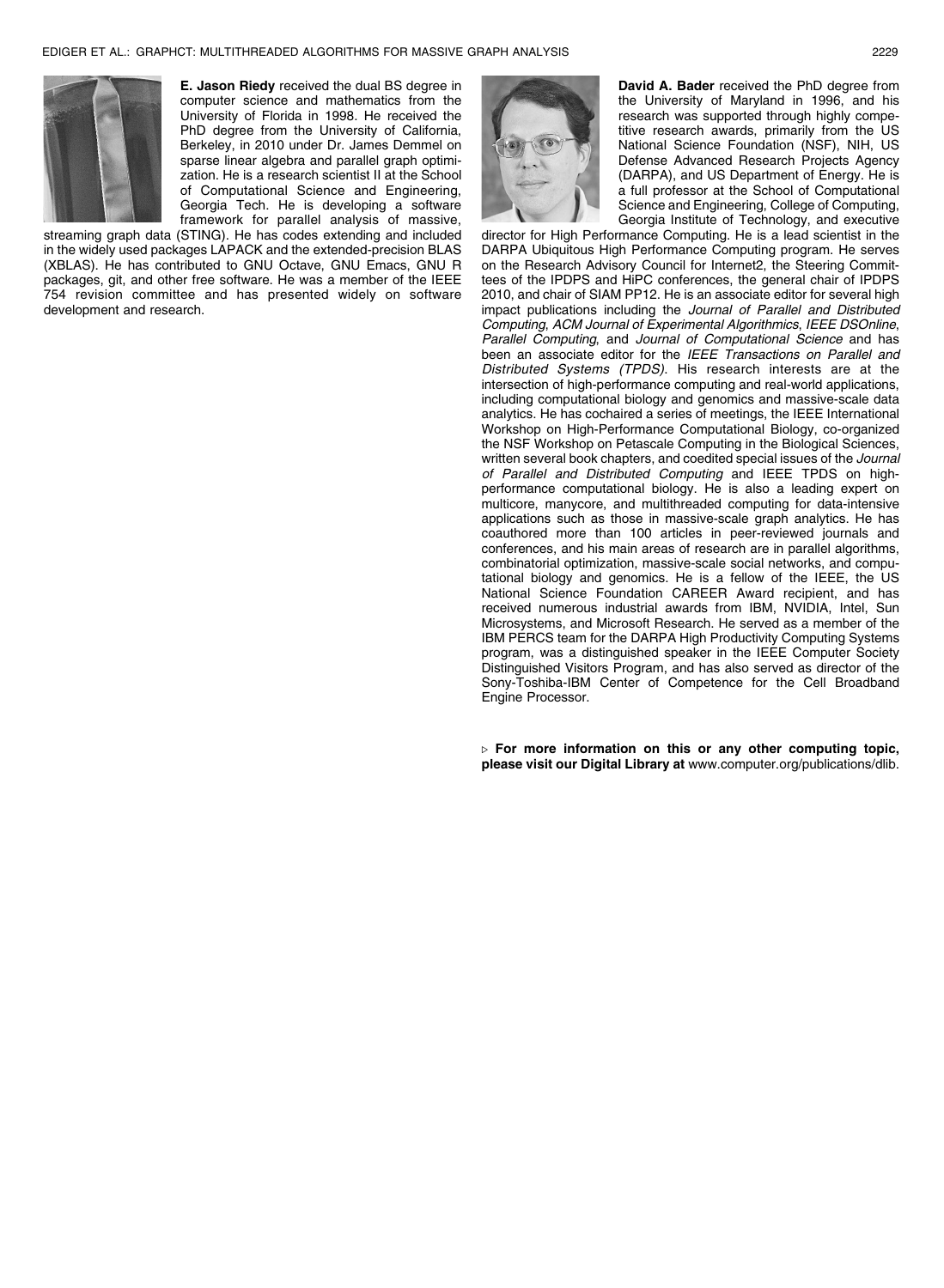**E. Jason Riedy** received the dual BS degree in computer science and mathematics from the University of Florida in 1998. He received the PhD degree from the University of California, Berkeley, in 2010 under Dr. James Demmel on sparse linear algebra and parallel graph optimization. He is a research scientist II at the School of Computational Science and Engineering, Georgia Tech. He is developing a software framework for parallel analysis of massive, streaming graph data (STING). He has codes extending and included in the widely used packages LAPACK and the extended-precision BLAS (XBLAS). He has contributed to GNU Octave, GNU Emacs, GNU R packages, git, and other free software. He was a member of the IEEE 754 revision committee and has presented widely on software development and research.

**David A. Bader** received the PhD degree from the University of Maryland in 1996, and his research was supported through highly competitive research awards, primarily from the US National Science Foundation (NSF), NIH, US Defense Advanced Research Projects Agency (DARPA), and US Department of Energy. He is a full professor at the School of Computational Science and Engineering, College of Computing, Georgia Institute of Technology, and executive director for High Performance Computing. He is a lead scientist in the DARPA Ubiquitous High Performance Computing program. He serves on the Research Advisory Council for Internet2, the Steering Committees of the IPDPS and HiPC conferences, the general chair of IPDPS 2010, and chair of SIAM PP12. He is an associate editor for several high impact publications including the *Journal of Parallel and Distributed Computing*, *ACM Journal of Experimental Algorithmics*, *IEEE DSOnline*, *Parallel Computing*, and *Journal of Computational Science* and has been an associate editor for the *IEEE Transactions on Parallel and Distributed Systems (TPDS)*. His research interests are at the intersection of high-performance computing and real-world applications, including computational biology and genomics and massive-scale data analytics. He has cochaired a series of meetings, the IEEE International Workshop on High-Performance Computational Biology, co-organized the NSF Workshop on Petascale Computing in the Biological Sciences, written several book chapters, and coedited special issues of the *Journal of Parallel and Distributed Computing* and IEEE TPDS on high-performance computational biology. He is also a leading expert on multicore, manycore, and multithreaded computing for data-intensive applications such as those in massive-scale graph analytics. He has coauthored more than 100 articles in peer-reviewed journals and conferences, and his main areas of research are in parallel algorithms, combinatorial optimization, massive-scale social networks, and computational biology and genomics. He is a fellow of the IEEE, the US National Science Foundation CAREER Award recipient, and has received numerous industrial awards from IBM, NVIDIA, Intel, Sun Microsystems, and Microsoft Research. He served as a member of the IBM PERCS team for the DARPA High Productivity Computing Systems program, was a distinguished speaker in the IEEE Computer Society Distinguished Visitors Program, and has also served as director of the Sony-Toshiba-IBM Center of Competence for the Cell Broadband Engine Processor.

▷ **For more information on this or any other computing topic, please visit our Digital Library at** www.computer.org/publications/dlib.